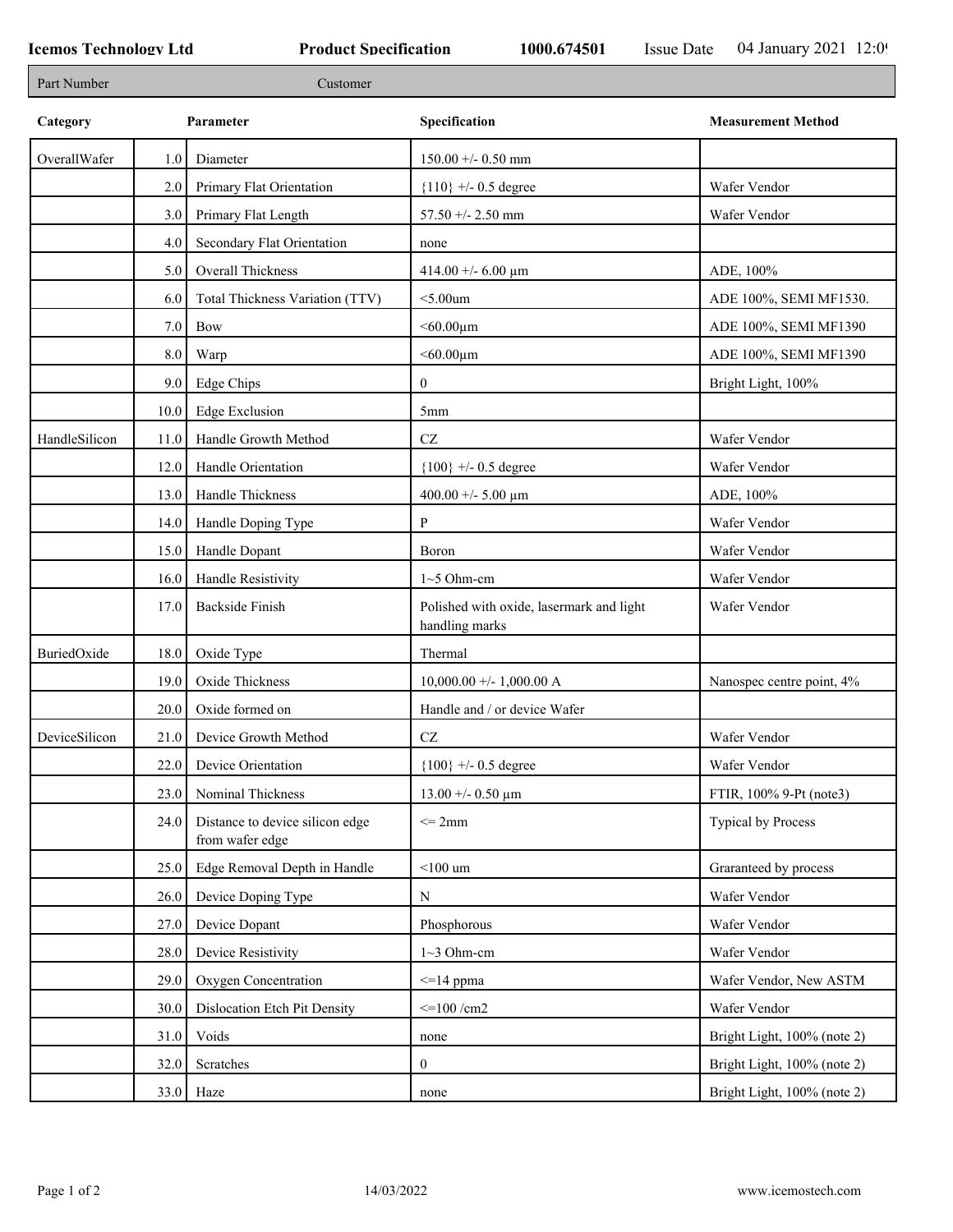**Icemos Technology Ltd** **Product Specification** **1000.674501** Issue Date 04 January 2021 12:0

| Part Number | Customer |
|---|---|

| Category | | Parameter | Specification | Measurement Method |
|---|---|---|---|---|
| OverallWafer | 1.0 | Diameter | 150.00 +/- 0.50 mm | |
| | 2.0 | Primary Flat Orientation | {110} +/- 0.5 degree | Wafer Vendor |
| | 3.0 | Primary Flat Length | 57.50 +/- 2.50 mm | Wafer Vendor |
| | 4.0 | Secondary Flat Orientation | none | |
| | 5.0 | Overall Thickness | 414.00 +/- 6.00 µm | ADE, 100% |
| | 6.0 | Total Thickness Variation (TTV) | <5.00um | ADE 100%, SEMI MF1530. |
| | 7.0 | Bow | <60.00µm | ADE 100%, SEMI MF1390 |
| | 8.0 | Warp | <60.00µm | ADE 100%, SEMI MF1390 |
| | 9.0 | Edge Chips | 0 | Bright Light, 100% |
| | 10.0 | Edge Exclusion | 5mm | |
| HandleSilicon | 11.0 | Handle Growth Method | CZ | Wafer Vendor |
| | 12.0 | Handle Orientation | {100} +/- 0.5 degree | Wafer Vendor |
| | 13.0 | Handle Thickness | 400.00 +/- 5.00 µm | ADE, 100% |
| | 14.0 | Handle Doping Type | P | Wafer Vendor |
| | 15.0 | Handle Dopant | Boron | Wafer Vendor |
| | 16.0 | Handle Resistivity | 1~5 Ohm-cm | Wafer Vendor |
| | 17.0 | Backside Finish | Polished with oxide, lasermark and light handling marks | Wafer Vendor |
| BuriedOxide | 18.0 | Oxide Type | Thermal | |
| | 19.0 | Oxide Thickness | 10,000.00 +/- 1,000.00 A | Nanospec centre point, 4% |
| | 20.0 | Oxide formed on | Handle and / or device Wafer | |
| DeviceSilicon | 21.0 | Device Growth Method | CZ | Wafer Vendor |
| | 22.0 | Device Orientation | {100} +/- 0.5 degree | Wafer Vendor |
| | 23.0 | Nominal Thickness | 13.00 +/- 0.50 µm | FTIR, 100% 9-Pt (note3) |
| | 24.0 | Distance to device silicon edge from wafer edge | <= 2mm | Typical by Process |
| | 25.0 | Edge Removal Depth in Handle | <100 um | Graranteed by process |
| | 26.0 | Device Doping Type | N | Wafer Vendor |
| | 27.0 | Device Dopant | Phosphorous | Wafer Vendor |
| | 28.0 | Device Resistivity | 1~3 Ohm-cm | Wafer Vendor |
| | 29.0 | Oxygen Concentration | <=14 ppma | Wafer Vendor, New ASTM |
| | 30.0 | Dislocation Etch Pit Density | <=100 /cm2 | Wafer Vendor |
| | 31.0 | Voids | none | Bright Light, 100% (note 2) |
| | 32.0 | Scratches | 0 | Bright Light, 100% (note 2) |
| | 33.0 | Haze | none | Bright Light, 100% (note 2) |

14/03/2022 www.icemostech.com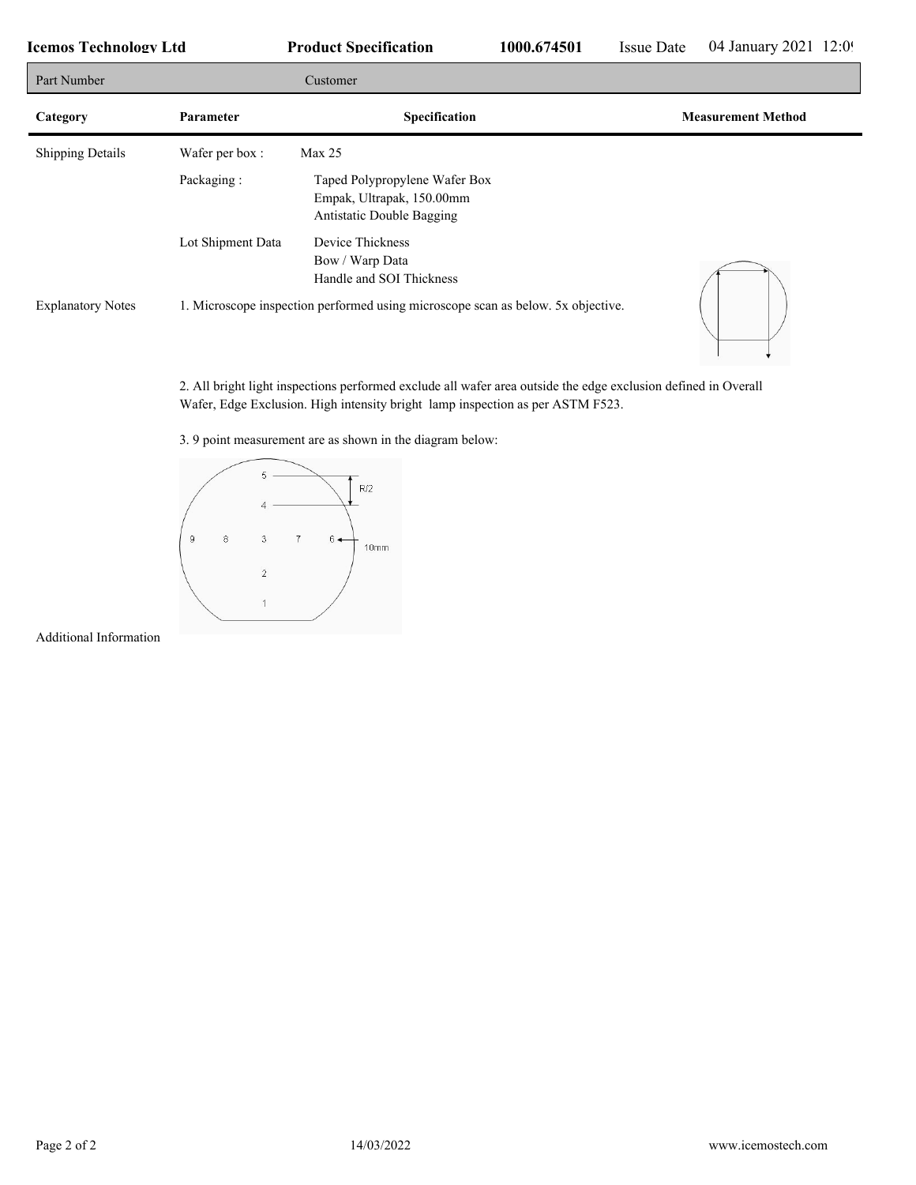| Part Number | | Customer | |
|---|---|---|---|
| **Category** | **Parameter** | **Specification** | **Measurement Method** |
| Shipping Details | Wafer per box : | Max 25 | |
| | Packaging : | Taped Polypropylene Wafer Box<br>Empak, Ultrapak, 150.00mm<br>Antistatic Double Bagging | |
| | Lot Shipment Data | Device Thickness<br>Bow / Warp Data<br>Handle and SOI Thickness | |
| Explanatory Notes | 1. Microscope inspection performed using microscope scan as below. 5x objective. | | |

2. All bright light inspections performed exclude all wafer area outside the edge exclusion defined in Overall Wafer, Edge Exclusion. High intensity bright lamp inspection as per ASTM F523.

3. 9 point measurement are as shown in the diagram below:

5
R/2
4
9 8 3 7 6
10mm
2
1

Additional Information

14/03/2022